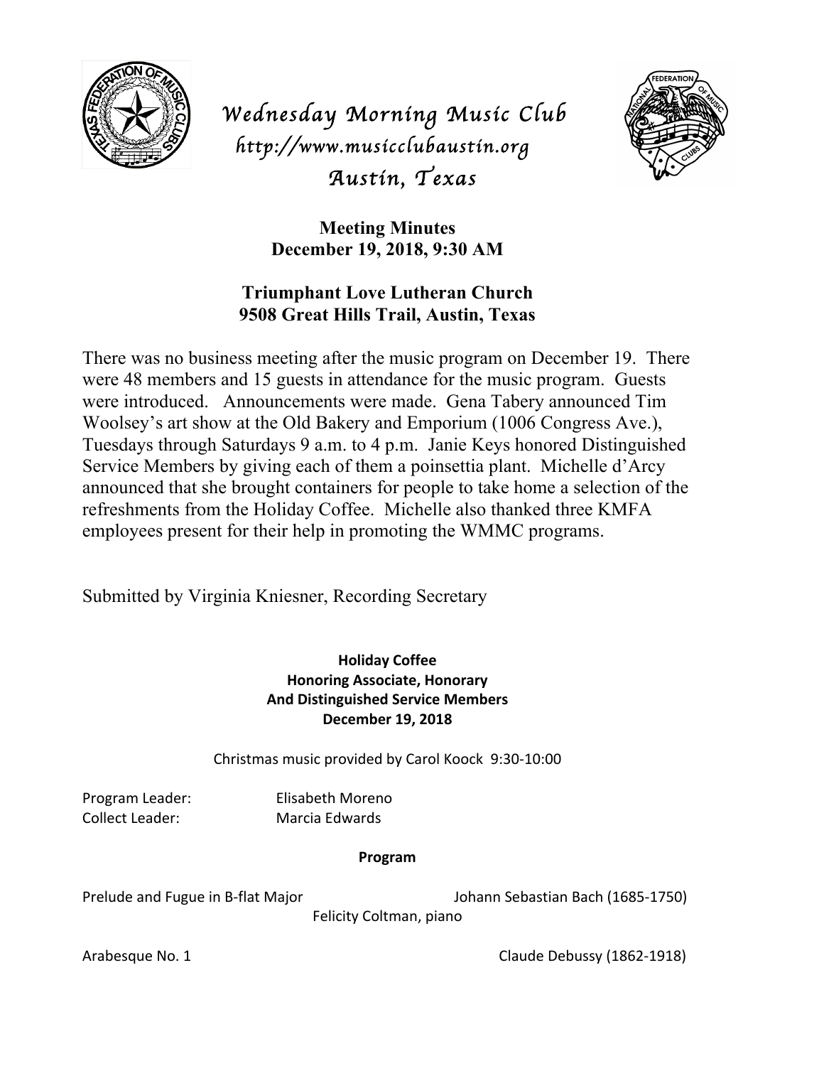# *Wednesday Morning Music Club*

*http://www.musicclubaustin.org*

*Austin, Texas*

**Meeting Minutes**
**December 19, 2018, 9:30 AM**

**Triumphant Love Lutheran Church**
**9508 Great Hills Trail, Austin, Texas**

There was no business meeting after the music program on December 19. There were 48 members and 15 guests in attendance for the music program. Guests were introduced. Announcements were made. Gena Tabery announced Tim Woolsey's art show at the Old Bakery and Emporium (1006 Congress Ave.), Tuesdays through Saturdays 9 a.m. to 4 p.m. Janie Keys honored Distinguished Service Members by giving each of them a poinsettia plant. Michelle d'Arcy announced that she brought containers for people to take home a selection of the refreshments from the Holiday Coffee. Michelle also thanked three KMFA employees present for their help in promoting the WMMC programs.

Submitted by Virginia Kniesner, Recording Secretary

**Holiday Coffee**
**Honoring Associate, Honorary**
**And Distinguished Service Members**
**December 19, 2018**

Christmas music provided by Carol Koock 9:30-10:00

Program Leader: Elisabeth Moreno
Collect Leader: Marcia Edwards

**Program**

Prelude and Fugue in B-flat Major — Johann Sebastian Bach (1685-1750)
Felicity Coltman, piano

Arabesque No. 1 — Claude Debussy (1862-1918)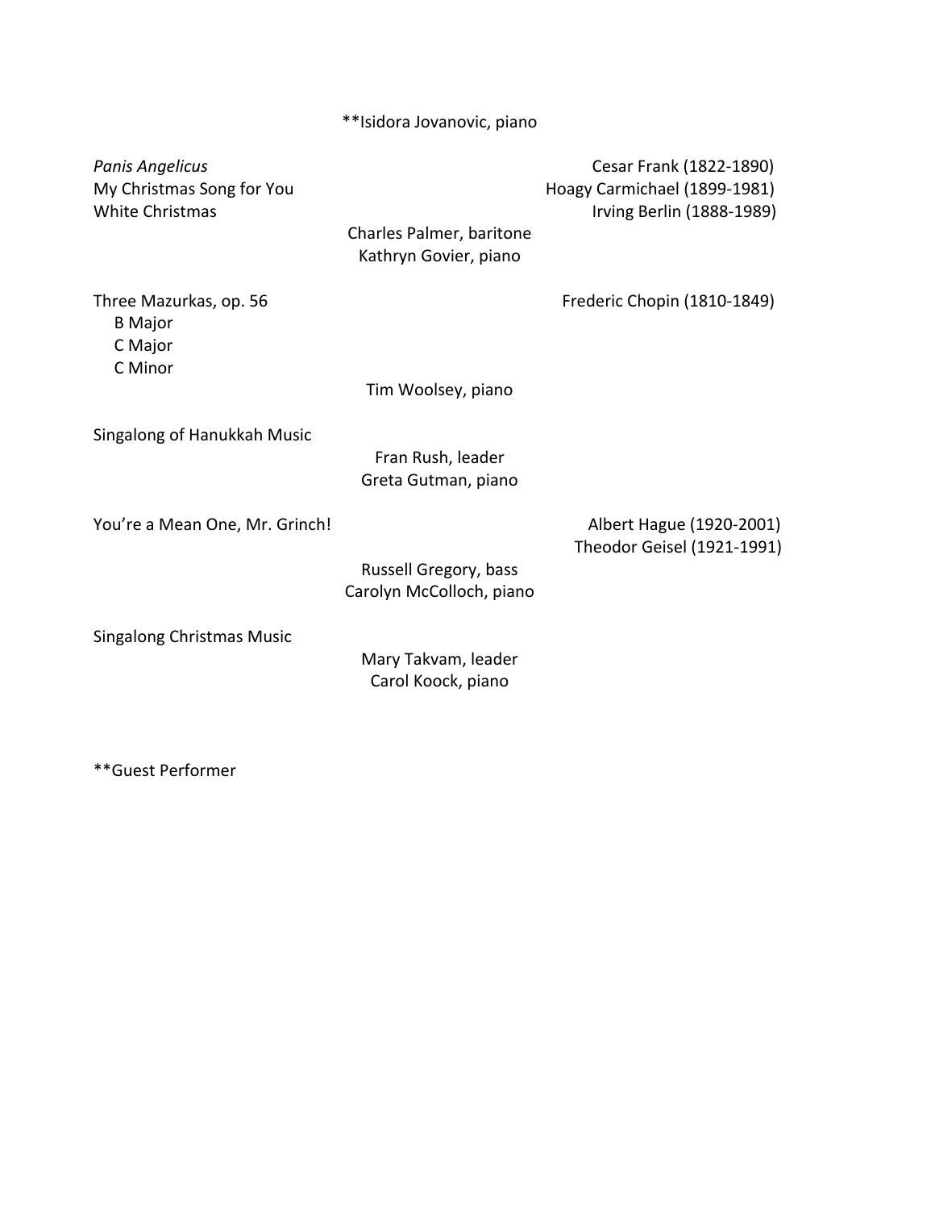**Isidora Jovanovic, piano

*Panis Angelicus* — Cesar Frank (1822-1890)
My Christmas Song for You — Hoagy Carmichael (1899-1981)
White Christmas — Irving Berlin (1888-1989)

Charles Palmer, baritone
Kathryn Govier, piano

Three Mazurkas, op. 56 — Frederic Chopin (1810-1849)
- B Major
- C Major
- C Minor

Tim Woolsey, piano

Singalong of Hanukkah Music

Fran Rush, leader
Greta Gutman, piano

You're a Mean One, Mr. Grinch! — Albert Hague (1920-2001), Theodor Geisel (1921-1991)

Russell Gregory, bass
Carolyn McColloch, piano

Singalong Christmas Music

Mary Takvam, leader
Carol Koock, piano

**Guest Performer